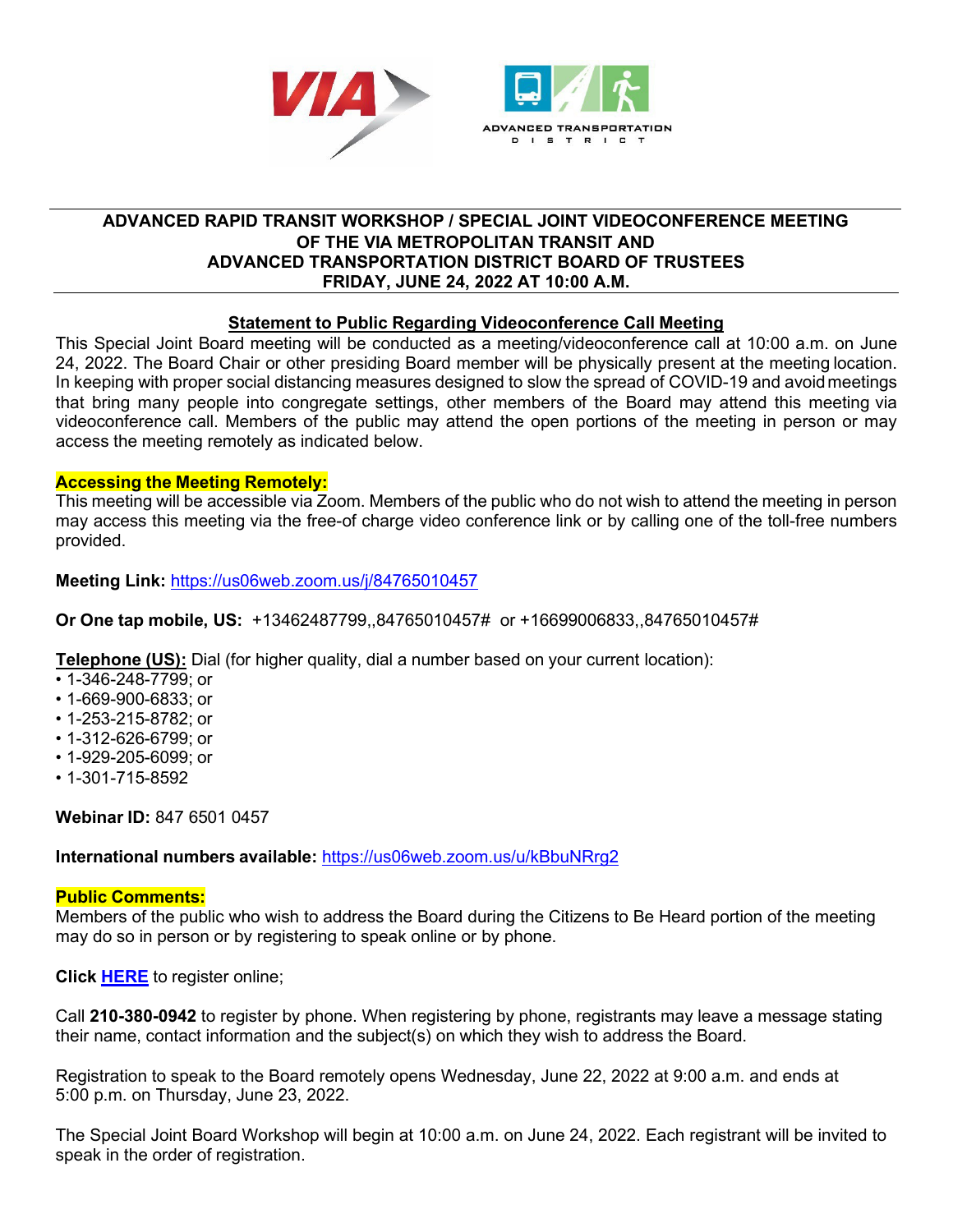ADVANCED TRANSPORTATION DISTRICT

# ADVANCED RAPID TRANSIT WORKSHOP / SPECIAL JOINT VIDEOCONFERENCE MEETING OF THE VIA METROPOLITAN TRANSIT AND ADVANCED TRANSPORTATION DISTRICT BOARD OF TRUSTEES FRIDAY, JUNE 24, 2022 AT 10:00 A.M.

## Statement to Public Regarding Videoconference Call Meeting

This Special Joint Board meeting will be conducted as a meeting/videoconference call at 10:00 a.m. on June 24, 2022. The Board Chair or other presiding Board member will be physically present at the meeting location. In keeping with proper social distancing measures designed to slow the spread of COVID-19 and avoid meetings that bring many people into congregate settings, other members of the Board may attend this meeting via videoconference call. Members of the public may attend the open portions of the meeting in person or may access the meeting remotely as indicated below.

**Accessing the Meeting Remotely:**

This meeting will be accessible via Zoom. Members of the public who do not wish to attend the meeting in person may access this meeting via the free-of charge video conference link or by calling one of the toll-free numbers provided.

**Meeting Link:** https://us06web.zoom.us/j/84765010457

**Or One tap mobile, US:** +13462487799,,84765010457# or +16699006833,,84765010457#

**Telephone (US):** Dial (for higher quality, dial a number based on your current location):

- 1-346-248-7799; or
- 1-669-900-6833; or
- 1-253-215-8782; or
- 1-312-626-6799; or
- 1-929-205-6099; or
- 1-301-715-8592

**Webinar ID:** 847 6501 0457

**International numbers available:** https://us06web.zoom.us/u/kBbuNRrg2

**Public Comments:**

Members of the public who wish to address the Board during the Citizens to Be Heard portion of the meeting may do so in person or by registering to speak online or by phone.

**Click HERE** to register online;

Call **210-380-0942** to register by phone. When registering by phone, registrants may leave a message stating their name, contact information and the subject(s) on which they wish to address the Board.

Registration to speak to the Board remotely opens Wednesday, June 22, 2022 at 9:00 a.m. and ends at 5:00 p.m. on Thursday, June 23, 2022.

The Special Joint Board Workshop will begin at 10:00 a.m. on June 24, 2022. Each registrant will be invited to speak in the order of registration.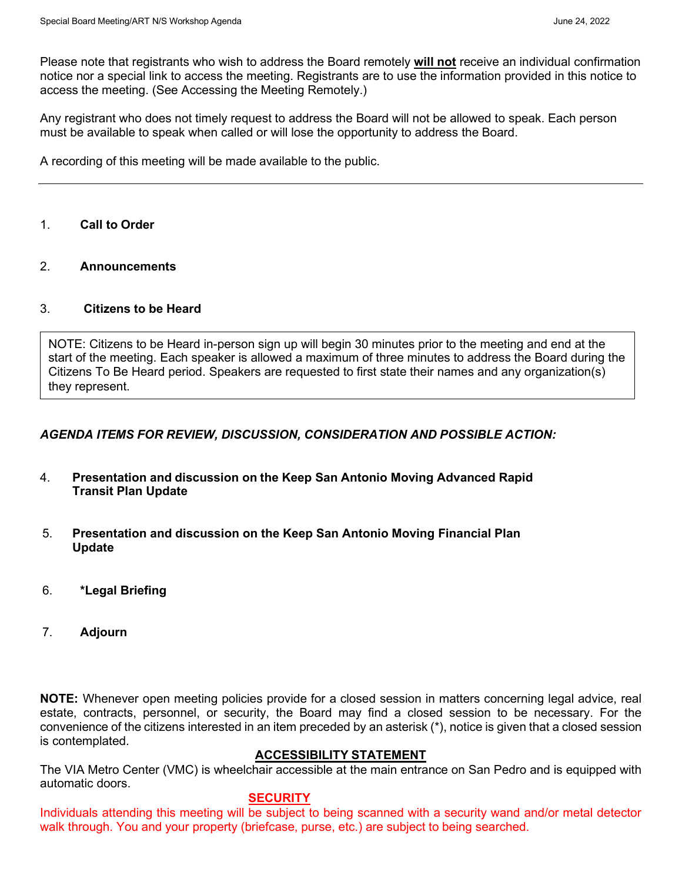Please note that registrants who wish to address the Board remotely **will not** receive an individual confirmation notice nor a special link to access the meeting. Registrants are to use the information provided in this notice to access the meeting. (See Accessing the Meeting Remotely.)

Any registrant who does not timely request to address the Board will not be allowed to speak. Each person must be available to speak when called or will lose the opportunity to address the Board.

A recording of this meeting will be made available to the public.

---

1. **Call to Order**

2. **Announcements**

3. **Citizens to be Heard**

> NOTE: Citizens to be Heard in-person sign up will begin 30 minutes prior to the meeting and end at the start of the meeting. Each speaker is allowed a maximum of three minutes to address the Board during the Citizens To Be Heard period. Speakers are requested to first state their names and any organization(s) they represent.

***AGENDA ITEMS FOR REVIEW, DISCUSSION, CONSIDERATION AND POSSIBLE ACTION:***

4. **Presentation and discussion on the Keep San Antonio Moving Advanced Rapid Transit Plan Update**

5. **Presentation and discussion on the Keep San Antonio Moving Financial Plan Update**

6. **\*Legal Briefing**

7. **Adjourn**

**NOTE:** Whenever open meeting policies provide for a closed session in matters concerning legal advice, real estate, contracts, personnel, or security, the Board may find a closed session to be necessary. For the convenience of the citizens interested in an item preceded by an asterisk (*), notice is given that a closed session is contemplated.

**ACCESSIBILITY STATEMENT**

The VIA Metro Center (VMC) is wheelchair accessible at the main entrance on San Pedro and is equipped with automatic doors.

**SECURITY**

Individuals attending this meeting will be subject to being scanned with a security wand and/or metal detector walk through. You and your property (briefcase, purse, etc.) are subject to being searched.